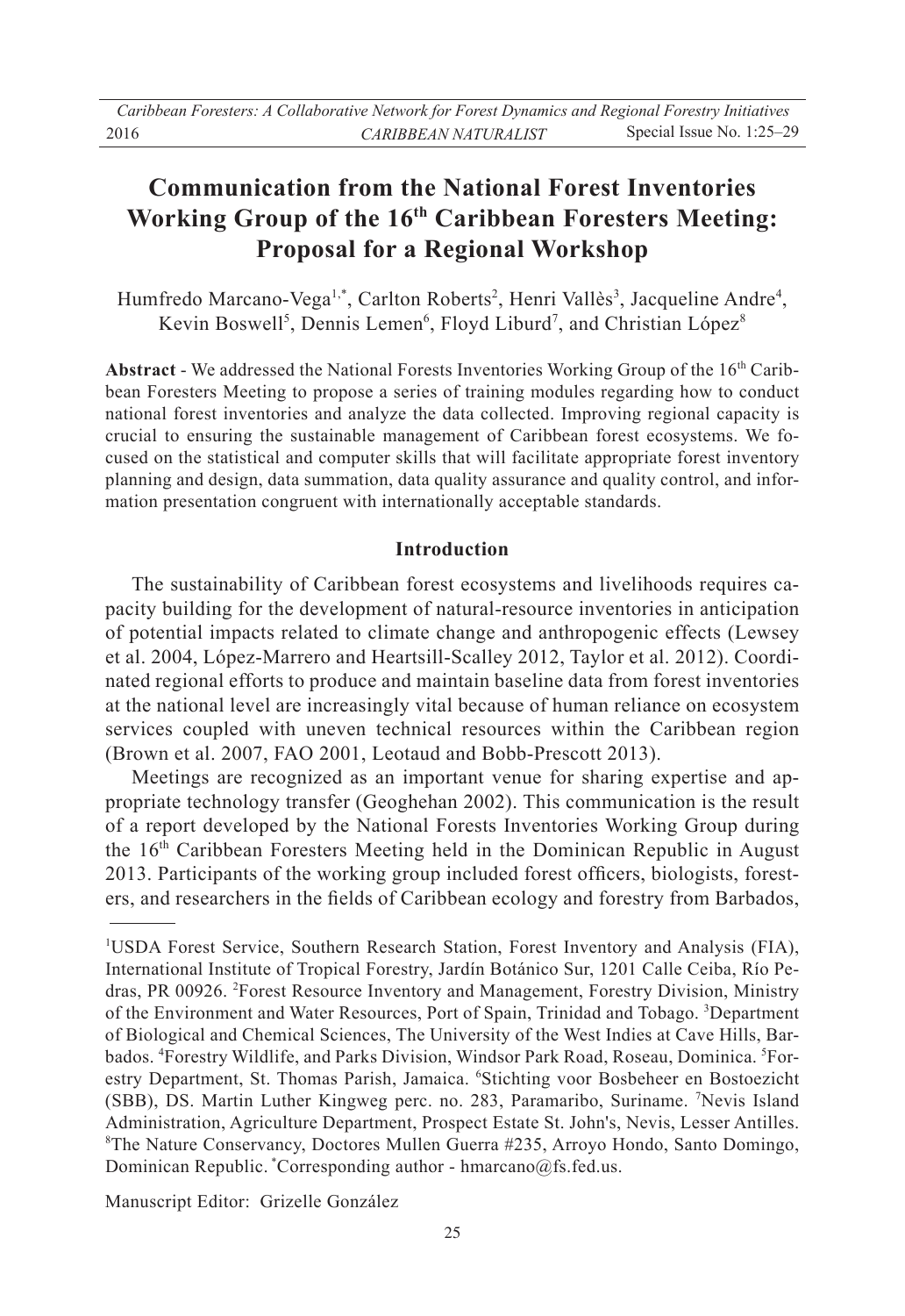# Communication from the National Forest Inventories Working Group of the 16th Caribbean Foresters Meeting: Proposal for a Regional Workshop

Humfredo Marcano-Vega[1,*], Carlton Roberts[2], Henri Vallès[3], Jacqueline Andre[4], Kevin Boswell[5], Dennis Lemen[6], Floyd Liburd[7], and Christian López[8]

**Abstract** - We addressed the National Forests Inventories Working Group of the 16th Caribbean Foresters Meeting to propose a series of training modules regarding how to conduct national forest inventories and analyze the data collected. Improving regional capacity is crucial to ensuring the sustainable management of Caribbean forest ecosystems. We focused on the statistical and computer skills that will facilitate appropriate forest inventory planning and design, data summation, data quality assurance and quality control, and information presentation congruent with internationally acceptable standards.

## Introduction

The sustainability of Caribbean forest ecosystems and livelihoods requires capacity building for the development of natural-resource inventories in anticipation of potential impacts related to climate change and anthropogenic effects (Lewsey et al. 2004, López-Marrero and Heartsill-Scalley 2012, Taylor et al. 2012). Coordinated regional efforts to produce and maintain baseline data from forest inventories at the national level are increasingly vital because of human reliance on ecosystem services coupled with uneven technical resources within the Caribbean region (Brown et al. 2007, FAO 2001, Leotaud and Bobb-Prescott 2013).

Meetings are recognized as an important venue for sharing expertise and appropriate technology transfer (Geoghehan 2002). This communication is the result of a report developed by the National Forests Inventories Working Group during the 16th Caribbean Foresters Meeting held in the Dominican Republic in August 2013. Participants of the working group included forest officers, biologists, foresters, and researchers in the fields of Caribbean ecology and forestry from Barbados,

---

[1]USDA Forest Service, Southern Research Station, Forest Inventory and Analysis (FIA), International Institute of Tropical Forestry, Jardín Botánico Sur, 1201 Calle Ceiba, Río Piedras, PR 00926. [2]Forest Resource Inventory and Management, Forestry Division, Ministry of the Environment and Water Resources, Port of Spain, Trinidad and Tobago. [3]Department of Biological and Chemical Sciences, The University of the West Indies at Cave Hills, Barbados. [4]Forestry Wildlife, and Parks Division, Windsor Park Road, Roseau, Dominica. [5]Forestry Department, St. Thomas Parish, Jamaica. [6]Stichting voor Bosbeheer en Bostoezicht (SBB), DS. Martin Luther Kingweg perc. no. 283, Paramaribo, Suriname. [7]Nevis Island Administration, Agriculture Department, Prospect Estate St. John's, Nevis, Lesser Antilles. [8]The Nature Conservancy, Doctores Mullen Guerra #235, Arroyo Hondo, Santo Domingo, Dominican Republic. [*]Corresponding author - hmarcano@fs.fed.us.

Manuscript Editor: Grizelle González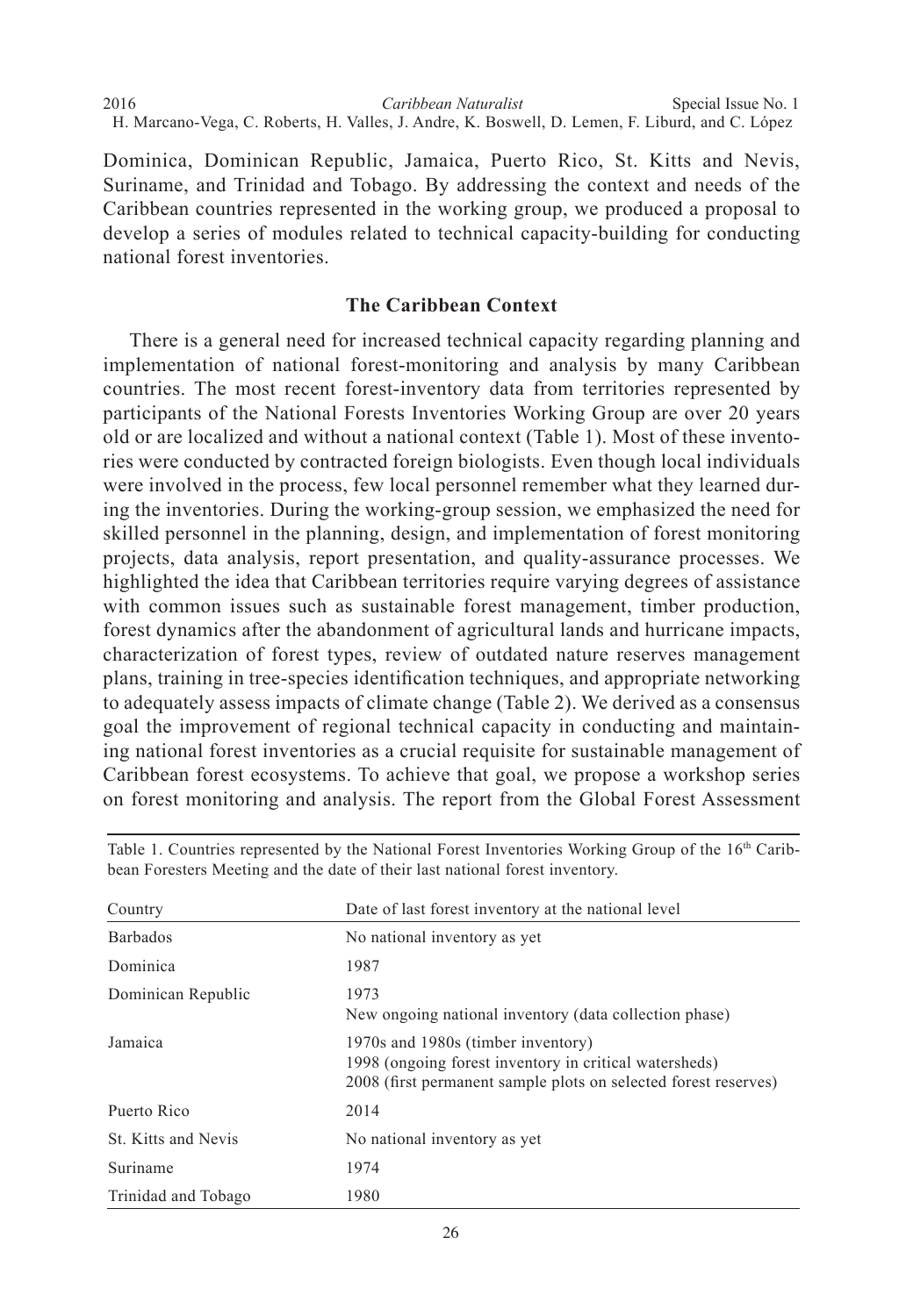Dominica, Dominican Republic, Jamaica, Puerto Rico, St. Kitts and Nevis, Suriname, and Trinidad and Tobago. By addressing the context and needs of the Caribbean countries represented in the working group, we produced a proposal to develop a series of modules related to technical capacity-building for conducting national forest inventories.

## The Caribbean Context

There is a general need for increased technical capacity regarding planning and implementation of national forest-monitoring and analysis by many Caribbean countries. The most recent forest-inventory data from territories represented by participants of the National Forests Inventories Working Group are over 20 years old or are localized and without a national context (Table 1). Most of these inventories were conducted by contracted foreign biologists. Even though local individuals were involved in the process, few local personnel remember what they learned during the inventories. During the working-group session, we emphasized the need for skilled personnel in the planning, design, and implementation of forest monitoring projects, data analysis, report presentation, and quality-assurance processes. We highlighted the idea that Caribbean territories require varying degrees of assistance with common issues such as sustainable forest management, timber production, forest dynamics after the abandonment of agricultural lands and hurricane impacts, characterization of forest types, review of outdated nature reserves management plans, training in tree-species identification techniques, and appropriate networking to adequately assess impacts of climate change (Table 2). We derived as a consensus goal the improvement of regional technical capacity in conducting and maintaining national forest inventories as a crucial requisite for sustainable management of Caribbean forest ecosystems. To achieve that goal, we propose a workshop series on forest monitoring and analysis. The report from the Global Forest Assessment

Table 1. Countries represented by the National Forest Inventories Working Group of the 16th Caribbean Foresters Meeting and the date of their last national forest inventory.

| Country | Date of last forest inventory at the national level |
|---|---|
| Barbados | No national inventory as yet |
| Dominica | 1987 |
| Dominican Republic | 1973<br>New ongoing national inventory (data collection phase) |
| Jamaica | 1970s and 1980s (timber inventory)<br>1998 (ongoing forest inventory in critical watersheds)<br>2008 (first permanent sample plots on selected forest reserves) |
| Puerto Rico | 2014 |
| St. Kitts and Nevis | No national inventory as yet |
| Suriname | 1974 |
| Trinidad and Tobago | 1980 |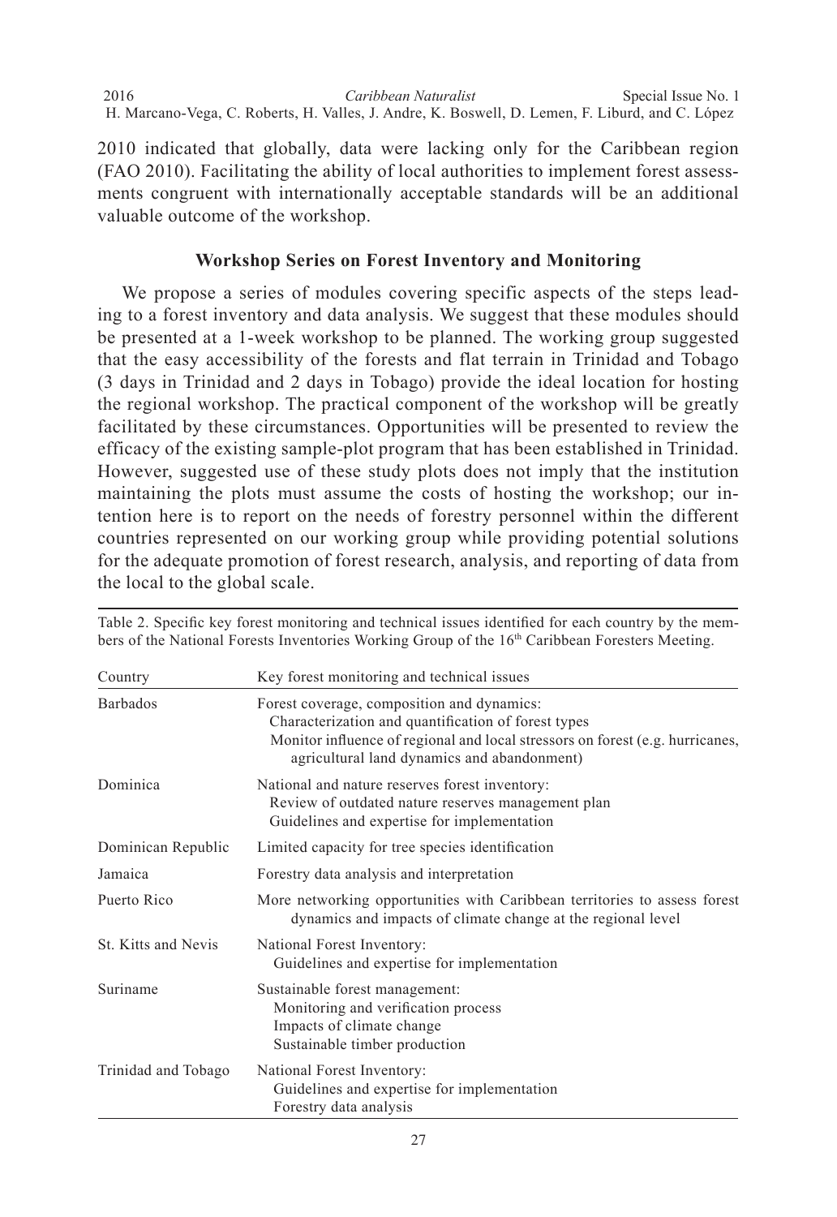2010 indicated that globally, data were lacking only for the Caribbean region (FAO 2010). Facilitating the ability of local authorities to implement forest assessments congruent with internationally acceptable standards will be an additional valuable outcome of the workshop.

## Workshop Series on Forest Inventory and Monitoring

We propose a series of modules covering specific aspects of the steps leading to a forest inventory and data analysis. We suggest that these modules should be presented at a 1-week workshop to be planned. The working group suggested that the easy accessibility of the forests and flat terrain in Trinidad and Tobago (3 days in Trinidad and 2 days in Tobago) provide the ideal location for hosting the regional workshop. The practical component of the workshop will be greatly facilitated by these circumstances. Opportunities will be presented to review the efficacy of the existing sample-plot program that has been established in Trinidad. However, suggested use of these study plots does not imply that the institution maintaining the plots must assume the costs of hosting the workshop; our intention here is to report on the needs of forestry personnel within the different countries represented on our working group while providing potential solutions for the adequate promotion of forest research, analysis, and reporting of data from the local to the global scale.

Table 2. Specific key forest monitoring and technical issues identified for each country by the members of the National Forests Inventories Working Group of the 16th Caribbean Foresters Meeting.

| Country | Key forest monitoring and technical issues |
|---|---|
| Barbados | Forest coverage, composition and dynamics:<br>Characterization and quantification of forest types<br>Monitor influence of regional and local stressors on forest (e.g. hurricanes, agricultural land dynamics and abandonment) |
| Dominica | National and nature reserves forest inventory:<br>Review of outdated nature reserves management plan<br>Guidelines and expertise for implementation |
| Dominican Republic | Limited capacity for tree species identification |
| Jamaica | Forestry data analysis and interpretation |
| Puerto Rico | More networking opportunities with Caribbean territories to assess forest dynamics and impacts of climate change at the regional level |
| St. Kitts and Nevis | National Forest Inventory:<br>Guidelines and expertise for implementation |
| Suriname | Sustainable forest management:<br>Monitoring and verification process<br>Impacts of climate change<br>Sustainable timber production |
| Trinidad and Tobago | National Forest Inventory:<br>Guidelines and expertise for implementation<br>Forestry data analysis |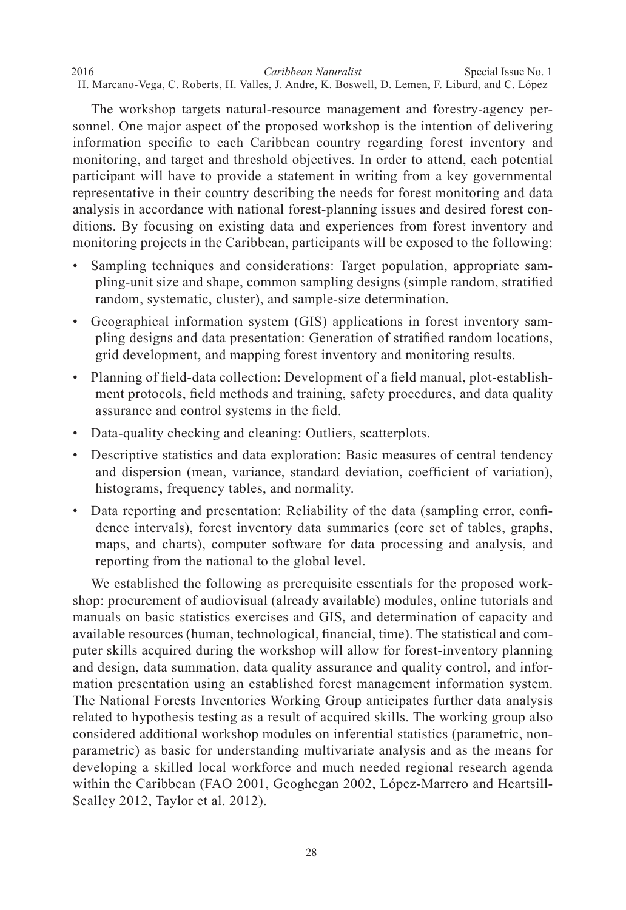The workshop targets natural-resource management and forestry-agency personnel. One major aspect of the proposed workshop is the intention of delivering information specific to each Caribbean country regarding forest inventory and monitoring, and target and threshold objectives. In order to attend, each potential participant will have to provide a statement in writing from a key governmental representative in their country describing the needs for forest monitoring and data analysis in accordance with national forest-planning issues and desired forest conditions. By focusing on existing data and experiences from forest inventory and monitoring projects in the Caribbean, participants will be exposed to the following:

- Sampling techniques and considerations: Target population, appropriate sampling-unit size and shape, common sampling designs (simple random, stratified random, systematic, cluster), and sample-size determination.
- Geographical information system (GIS) applications in forest inventory sampling designs and data presentation: Generation of stratified random locations, grid development, and mapping forest inventory and monitoring results.
- Planning of field-data collection: Development of a field manual, plot-establishment protocols, field methods and training, safety procedures, and data quality assurance and control systems in the field.
- Data-quality checking and cleaning: Outliers, scatterplots.
- Descriptive statistics and data exploration: Basic measures of central tendency and dispersion (mean, variance, standard deviation, coefficient of variation), histograms, frequency tables, and normality.
- Data reporting and presentation: Reliability of the data (sampling error, confidence intervals), forest inventory data summaries (core set of tables, graphs, maps, and charts), computer software for data processing and analysis, and reporting from the national to the global level.

We established the following as prerequisite essentials for the proposed workshop: procurement of audiovisual (already available) modules, online tutorials and manuals on basic statistics exercises and GIS, and determination of capacity and available resources (human, technological, financial, time). The statistical and computer skills acquired during the workshop will allow for forest-inventory planning and design, data summation, data quality assurance and quality control, and information presentation using an established forest management information system. The National Forests Inventories Working Group anticipates further data analysis related to hypothesis testing as a result of acquired skills. The working group also considered additional workshop modules on inferential statistics (parametric, nonparametric) as basic for understanding multivariate analysis and as the means for developing a skilled local workforce and much needed regional research agenda within the Caribbean (FAO 2001, Geoghegan 2002, López-Marrero and Heartsill-Scalley 2012, Taylor et al. 2012).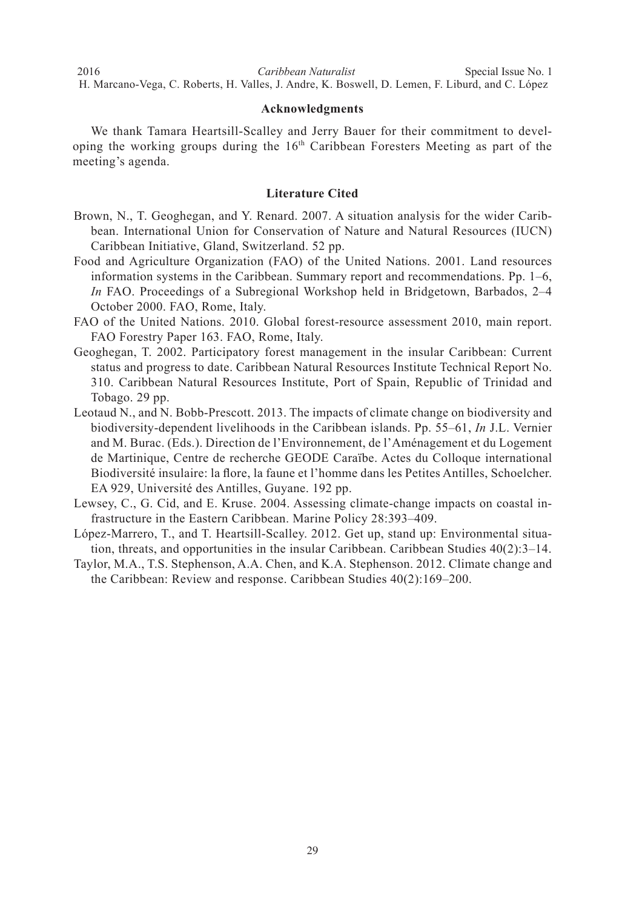## Acknowledgments

We thank Tamara Heartsill-Scalley and Jerry Bauer for their commitment to developing the working groups during the 16th Caribbean Foresters Meeting as part of the meeting's agenda.

## Literature Cited

Brown, N., T. Geoghegan, and Y. Renard. 2007. A situation analysis for the wider Caribbean. International Union for Conservation of Nature and Natural Resources (IUCN) Caribbean Initiative, Gland, Switzerland. 52 pp.

Food and Agriculture Organization (FAO) of the United Nations. 2001. Land resources information systems in the Caribbean. Summary report and recommendations. Pp. 1–6, *In* FAO. Proceedings of a Subregional Workshop held in Bridgetown, Barbados, 2–4 October 2000. FAO, Rome, Italy.

FAO of the United Nations. 2010. Global forest-resource assessment 2010, main report. FAO Forestry Paper 163. FAO, Rome, Italy.

Geoghegan, T. 2002. Participatory forest management in the insular Caribbean: Current status and progress to date. Caribbean Natural Resources Institute Technical Report No. 310. Caribbean Natural Resources Institute, Port of Spain, Republic of Trinidad and Tobago. 29 pp.

Leotaud N., and N. Bobb-Prescott. 2013. The impacts of climate change on biodiversity and biodiversity-dependent livelihoods in the Caribbean islands. Pp. 55–61, *In* J.L. Vernier and M. Burac. (Eds.). Direction de l'Environnement, de l'Aménagement et du Logement de Martinique, Centre de recherche GEODE Caraïbe. Actes du Colloque international Biodiversité insulaire: la flore, la faune et l'homme dans les Petites Antilles, Schoelcher. EA 929, Université des Antilles, Guyane. 192 pp.

Lewsey, C., G. Cid, and E. Kruse. 2004. Assessing climate-change impacts on coastal infrastructure in the Eastern Caribbean. Marine Policy 28:393–409.

López-Marrero, T., and T. Heartsill-Scalley. 2012. Get up, stand up: Environmental situation, threats, and opportunities in the insular Caribbean. Caribbean Studies 40(2):3–14.

Taylor, M.A., T.S. Stephenson, A.A. Chen, and K.A. Stephenson. 2012. Climate change and the Caribbean: Review and response. Caribbean Studies 40(2):169–200.